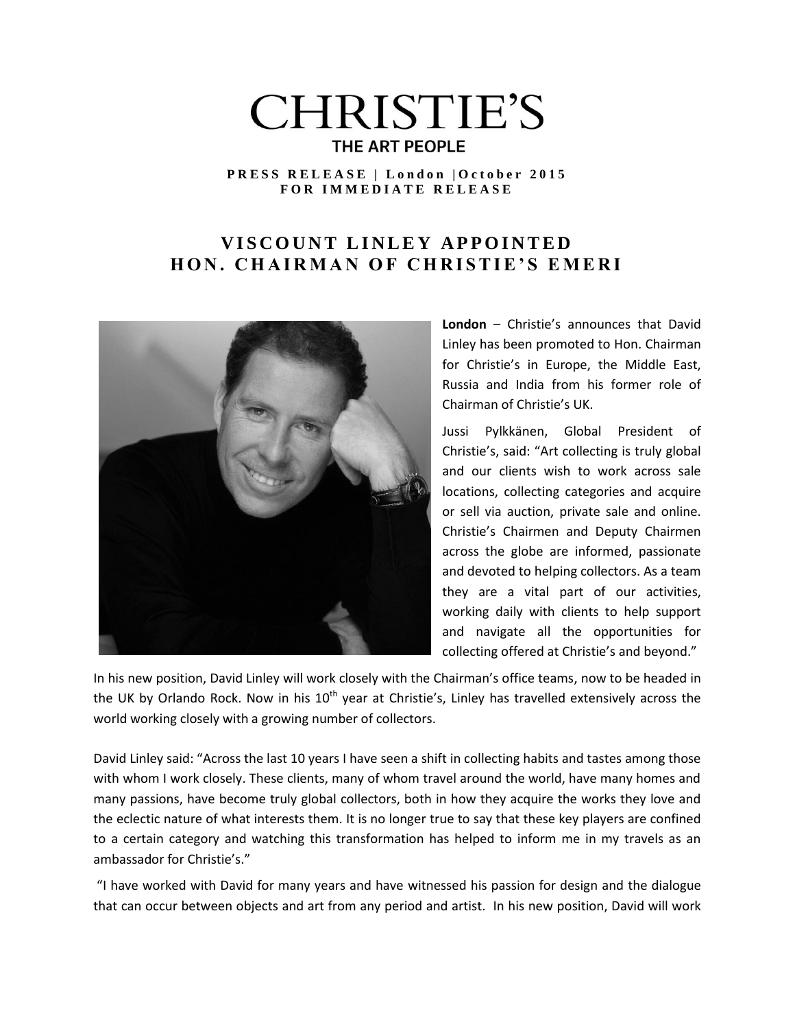# CHRISTIE'S

**THE ART PEOPLE**

**PRESS RELEASE | London | October 2015**
**FOR IMMEDIATE RELEASE**

## VISCOUNT LINLEY APPOINTED HON. CHAIRMAN OF CHRISTIE'S EMERI

**London** – Christie's announces that David Linley has been promoted to Hon. Chairman for Christie's in Europe, the Middle East, Russia and India from his former role of Chairman of Christie's UK.

Jussi Pylkkänen, Global President of Christie's, said: "Art collecting is truly global and our clients wish to work across sale locations, collecting categories and acquire or sell via auction, private sale and online. Christie's Chairmen and Deputy Chairmen across the globe are informed, passionate and devoted to helping collectors. As a team they are a vital part of our activities, working daily with clients to help support and navigate all the opportunities for collecting offered at Christie's and beyond."

In his new position, David Linley will work closely with the Chairman's office teams, now to be headed in the UK by Orlando Rock. Now in his 10th year at Christie's, Linley has travelled extensively across the world working closely with a growing number of collectors.

David Linley said: "Across the last 10 years I have seen a shift in collecting habits and tastes among those with whom I work closely. These clients, many of whom travel around the world, have many homes and many passions, have become truly global collectors, both in how they acquire the works they love and the eclectic nature of what interests them. It is no longer true to say that these key players are confined to a certain category and watching this transformation has helped to inform me in my travels as an ambassador for Christie's."

"I have worked with David for many years and have witnessed his passion for design and the dialogue that can occur between objects and art from any period and artist. In his new position, David will work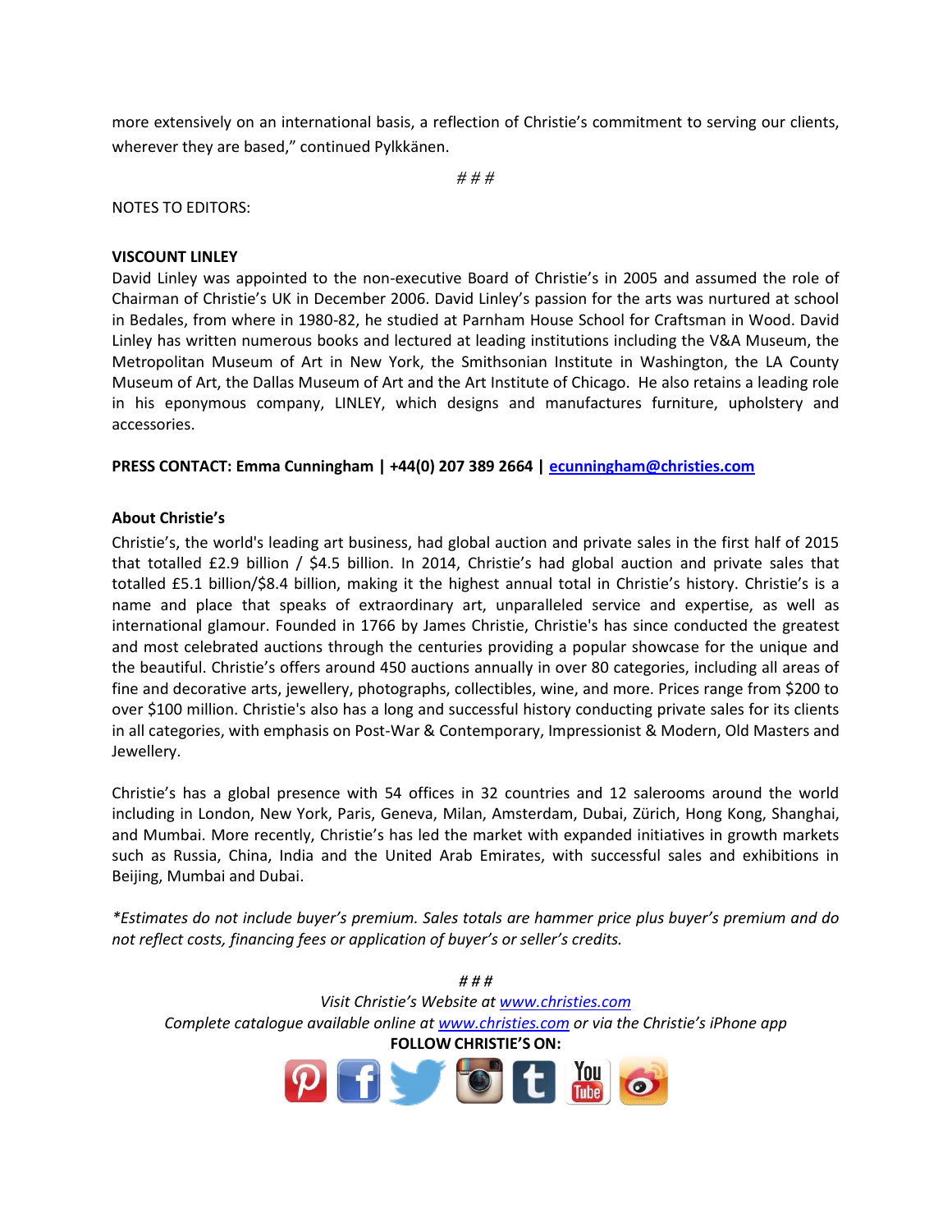more extensively on an international basis, a reflection of Christie's commitment to serving our clients, wherever they are based," continued Pylkkänen.

# # #

NOTES TO EDITORS:

**VISCOUNT LINLEY**
David Linley was appointed to the non-executive Board of Christie's in 2005 and assumed the role of Chairman of Christie's UK in December 2006. David Linley's passion for the arts was nurtured at school in Bedales, from where in 1980-82, he studied at Parnham House School for Craftsman in Wood. David Linley has written numerous books and lectured at leading institutions including the V&A Museum, the Metropolitan Museum of Art in New York, the Smithsonian Institute in Washington, the LA County Museum of Art, the Dallas Museum of Art and the Art Institute of Chicago. He also retains a leading role in his eponymous company, LINLEY, which designs and manufactures furniture, upholstery and accessories.

**PRESS CONTACT: Emma Cunningham | +44(0) 207 389 2664 | ecunningham@christies.com**

**About Christie's**
Christie's, the world's leading art business, had global auction and private sales in the first half of 2015 that totalled £2.9 billion / $4.5 billion. In 2014, Christie's had global auction and private sales that totalled £5.1 billion/$8.4 billion, making it the highest annual total in Christie's history. Christie's is a name and place that speaks of extraordinary art, unparalleled service and expertise, as well as international glamour. Founded in 1766 by James Christie, Christie's has since conducted the greatest and most celebrated auctions through the centuries providing a popular showcase for the unique and the beautiful. Christie's offers around 450 auctions annually in over 80 categories, including all areas of fine and decorative arts, jewellery, photographs, collectibles, wine, and more. Prices range from $200 to over $100 million. Christie's also has a long and successful history conducting private sales for its clients in all categories, with emphasis on Post-War & Contemporary, Impressionist & Modern, Old Masters and Jewellery.

Christie's has a global presence with 54 offices in 32 countries and 12 salerooms around the world including in London, New York, Paris, Geneva, Milan, Amsterdam, Dubai, Zürich, Hong Kong, Shanghai, and Mumbai. More recently, Christie's has led the market with expanded initiatives in growth markets such as Russia, China, India and the United Arab Emirates, with successful sales and exhibitions in Beijing, Mumbai and Dubai.

*\*Estimates do not include buyer's premium. Sales totals are hammer price plus buyer's premium and do not reflect costs, financing fees or application of buyer's or seller's credits.*

# # #

*Visit Christie's Website at www.christies.com*

*Complete catalogue available online at www.christies.com or via the Christie's iPhone app*

**FOLLOW CHRISTIE'S ON:**